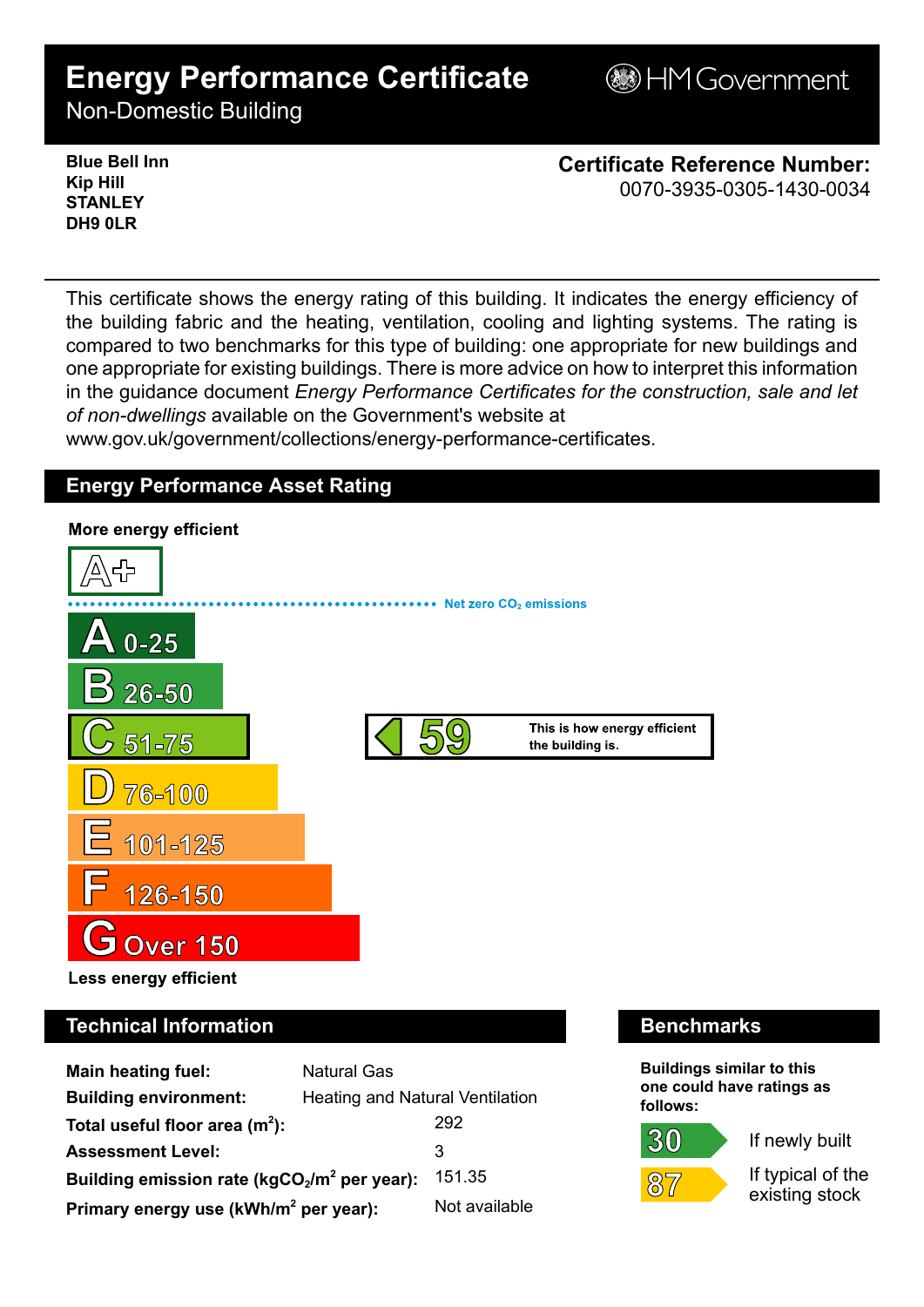# Energy Performance Certificate

Non-Domestic Building

HM Government

**Blue Bell Inn**
**Kip Hill**
**STANLEY**
**DH9 0LR**

**Certificate Reference Number:**
0070-3935-0305-1430-0034

This certificate shows the energy rating of this building. It indicates the energy efficiency of the building fabric and the heating, ventilation, cooling and lighting systems. The rating is compared to two benchmarks for this type of building: one appropriate for new buildings and one appropriate for existing buildings. There is more advice on how to interpret this information in the guidance document *Energy Performance Certificates for the construction, sale and let of non-dwellings* available on the Government's website at www.gov.uk/government/collections/energy-performance-certificates.

## Energy Performance Asset Rating

**More energy efficient**

- A+
- Net zero $CO_2$ emissions
- A 0-25
- B 26-50
- C 51-75
- D 76-100
- E 101-125
- F 126-150
- G Over 150

**Less energy efficient**

**59** — This is how energy efficient the building is. (C)

## Technical Information

| | |
|---|---|
| **Main heating fuel:** | Natural Gas |
| **Building environment:** | Heating and Natural Ventilation |
| **Total useful floor area ($m^2$):** | 292 |
| **Assessment Level:** | 3 |
| **Building emission rate ($kgCO_2/m^2$ per year):** | 151.35 |
| **Primary energy use ($kWh/m^2$ per year):** | Not available |

## Benchmarks

**Buildings similar to this one could have ratings as follows:**

- **30** — If newly built
- **87** — If typical of the existing stock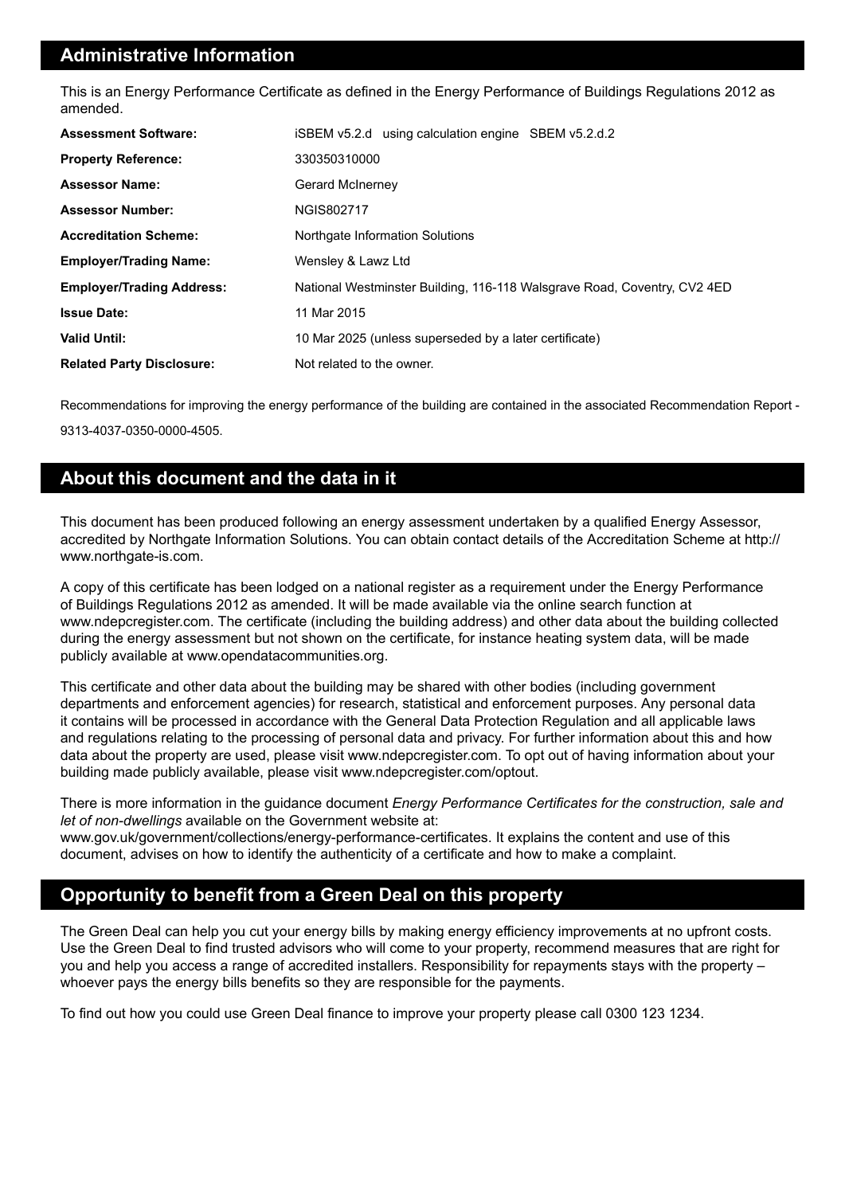## Administrative Information

This is an Energy Performance Certificate as defined in the Energy Performance of Buildings Regulations 2012 as amended.

| | |
|---|---|
| **Assessment Software:** | iSBEM v5.2.d using calculation engine SBEM v5.2.d.2 |
| **Property Reference:** | 330350310000 |
| **Assessor Name:** | Gerard McInerney |
| **Assessor Number:** | NGIS802717 |
| **Accreditation Scheme:** | Northgate Information Solutions |
| **Employer/Trading Name:** | Wensley & Lawz Ltd |
| **Employer/Trading Address:** | National Westminster Building, 116-118 Walsgrave Road, Coventry, CV2 4ED |
| **Issue Date:** | 11 Mar 2015 |
| **Valid Until:** | 10 Mar 2025 (unless superseded by a later certificate) |
| **Related Party Disclosure:** | Not related to the owner. |

Recommendations for improving the energy performance of the building are contained in the associated Recommendation Report - 9313-4037-0350-0000-4505.

## About this document and the data in it

This document has been produced following an energy assessment undertaken by a qualified Energy Assessor, accredited by Northgate Information Solutions. You can obtain contact details of the Accreditation Scheme at http://www.northgate-is.com.

A copy of this certificate has been lodged on a national register as a requirement under the Energy Performance of Buildings Regulations 2012 as amended. It will be made available via the online search function at www.ndepcregister.com. The certificate (including the building address) and other data about the building collected during the energy assessment but not shown on the certificate, for instance heating system data, will be made publicly available at www.opendatacommunities.org.

This certificate and other data about the building may be shared with other bodies (including government departments and enforcement agencies) for research, statistical and enforcement purposes. Any personal data it contains will be processed in accordance with the General Data Protection Regulation and all applicable laws and regulations relating to the processing of personal data and privacy. For further information about this and how data about the property are used, please visit www.ndepcregister.com. To opt out of having information about your building made publicly available, please visit www.ndepcregister.com/optout.

There is more information in the guidance document *Energy Performance Certificates for the construction, sale and let of non-dwellings* available on the Government website at:
www.gov.uk/government/collections/energy-performance-certificates. It explains the content and use of this document, advises on how to identify the authenticity of a certificate and how to make a complaint.

## Opportunity to benefit from a Green Deal on this property

The Green Deal can help you cut your energy bills by making energy efficiency improvements at no upfront costs. Use the Green Deal to find trusted advisors who will come to your property, recommend measures that are right for you and help you access a range of accredited installers. Responsibility for repayments stays with the property – whoever pays the energy bills benefits so they are responsible for the payments.

To find out how you could use Green Deal finance to improve your property please call 0300 123 1234.